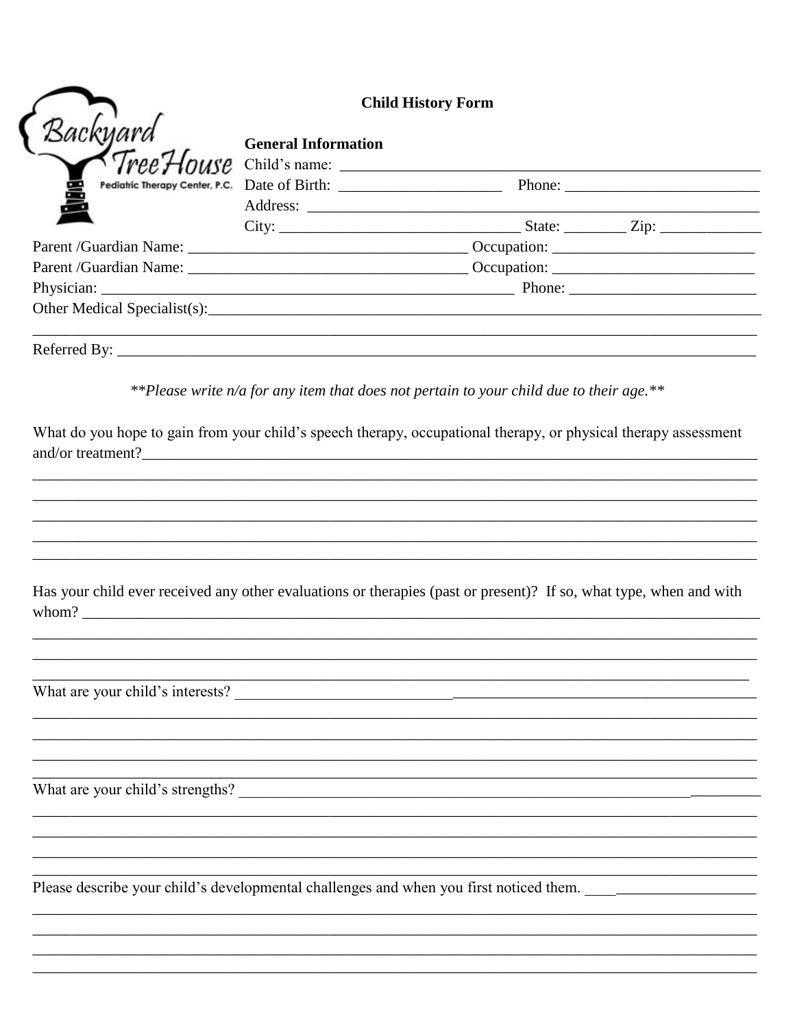Backyard TreeHouse Pediatric Therapy Center, P.C.

# Child History Form

## General Information

Child's name: ______________________________________________________

Date of Birth: ____________________ Phone: ________________________

Address: __________________________________________________________

City: ______________________________ State: ________ Zip: ____________

Parent /Guardian Name: ___________________________________ Occupation: __________________________

Parent /Guardian Name: ___________________________________ Occupation: __________________________

Physician: ______________________________________________________ Phone: ________________________

Other Medical Specialist(s): ___________________________________________________________________________

___________________________________________________________________________________________

Referred By: _____________________________________________________________________________________

*\*\*Please write n/a for any item that does not pertain to your child due to their age.\*\**

What do you hope to gain from your child's speech therapy, occupational therapy, or physical therapy assessment and/or treatment? ___________________________________________________________________________

___________________________________________________________________________________________

___________________________________________________________________________________________

___________________________________________________________________________________________

___________________________________________________________________________________________

___________________________________________________________________________________________

Has your child ever received any other evaluations or therapies (past or present)? If so, what type, when and with whom? ___________________________________________________________________________________

___________________________________________________________________________________________

___________________________________________________________________________________________

___________________________________________________________________________________________

What are your child's interests? ________________________________________________________________

___________________________________________________________________________________________

___________________________________________________________________________________________

___________________________________________________________________________________________

___________________________________________________________________________________________

What are your child's strengths? _______________________________________________________________

___________________________________________________________________________________________

___________________________________________________________________________________________

___________________________________________________________________________________________

___________________________________________________________________________________________

Please describe your child's developmental challenges and when you first noticed them. ______________________

___________________________________________________________________________________________

___________________________________________________________________________________________

___________________________________________________________________________________________

___________________________________________________________________________________________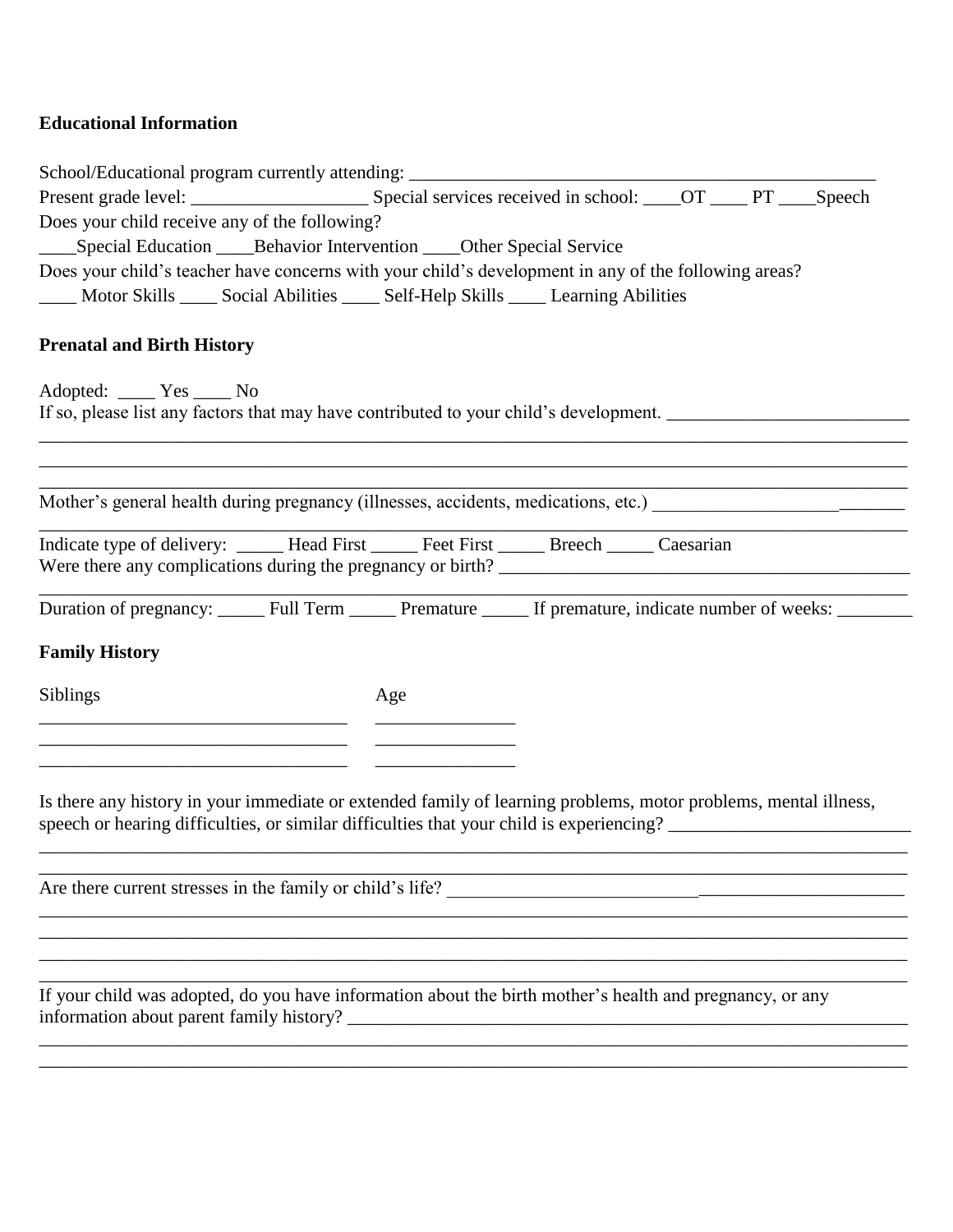**Educational Information**

School/Educational program currently attending: ___________________________________________________

Present grade level: ___________________ Special services received in school: ____OT ____ PT ____Speech

Does your child receive any of the following?

____Special Education ____Behavior Intervention ____Other Special Service

Does your child's teacher have concerns with your child's development in any of the following areas?

____ Motor Skills ____ Social Abilities ____ Self-Help Skills ____ Learning Abilities

**Prenatal and Birth History**

Adopted: ____ Yes ____ No

If so, please list any factors that may have contributed to your child's development. __________________________

_____________________________________________________________________________________________

_____________________________________________________________________________________________

_____________________________________________________________________________________________

Mother's general health during pregnancy (illnesses, accidents, medications, etc.) ___________________________

_____________________________________________________________________________________________

Indicate type of delivery: _____ Head First _____ Feet First _____ Breech _____ Caesarian

Were there any complications during the pregnancy or birth? _____________________________________________

_____________________________________________________________________________________________

Duration of pregnancy: _____ Full Term _____ Premature _____ If premature, indicate number of weeks: ________

**Family History**

| Siblings | Age |
|---|---|
| _________________________________ | _______________ |
| _________________________________ | _______________ |
| _________________________________ | _______________ |

Is there any history in your immediate or extended family of learning problems, motor problems, mental illness, speech or hearing difficulties, or similar difficulties that your child is experiencing? __________________________

_____________________________________________________________________________________________

_____________________________________________________________________________________________

Are there current stresses in the family or child's life? _____________________________________________________

_____________________________________________________________________________________________

_____________________________________________________________________________________________

_____________________________________________________________________________________________

_____________________________________________________________________________________________

If your child was adopted, do you have information about the birth mother's health and pregnancy, or any information about parent family history? _________________________________________________________________

_____________________________________________________________________________________________

_____________________________________________________________________________________________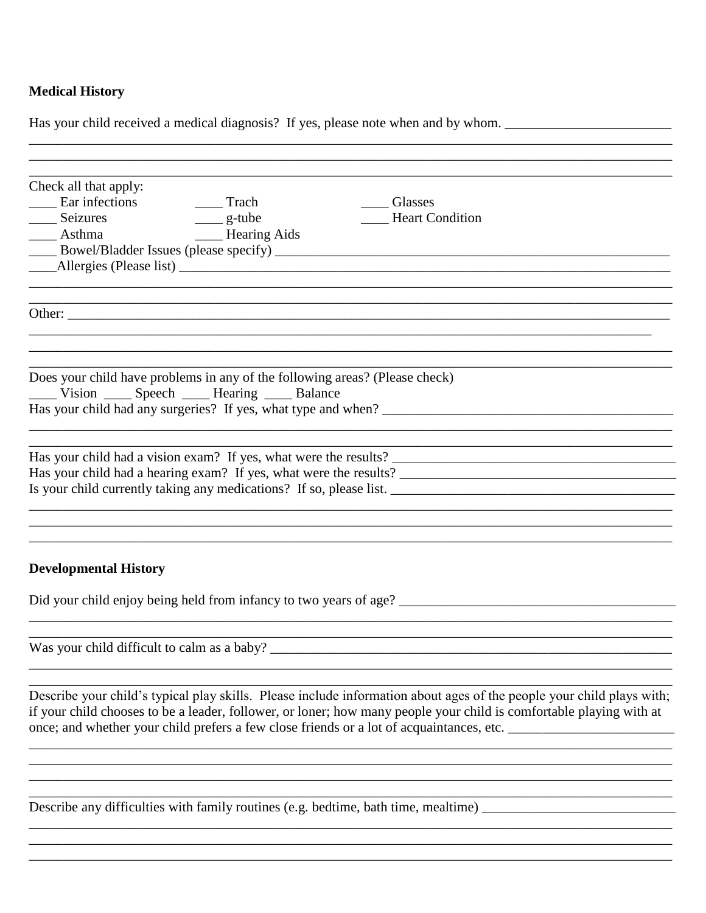## Medical History

Has your child received a medical diagnosis? If yes, please note when and by whom. ________________________

________________________________________________________________________________

________________________________________________________________________________

________________________________________________________________________________

Check all that apply:

____ Ear infections ____ Trach ____ Glasses

____ Seizures ____ g-tube ____ Heart Condition

____ Asthma ____ Hearing Aids

____ Bowel/Bladder Issues (please specify) ____________________________________________________

____Allergies (Please list) ________________________________________________________________

________________________________________________________________________________

________________________________________________________________________________

Other: __________________________________________________________________________

________________________________________________________________________________

________________________________________________________________________________

________________________________________________________________________________

Does your child have problems in any of the following areas? (Please check)

____ Vision ____ Speech ____ Hearing ____ Balance

Has your child had any surgeries? If yes, what type and when? ___________________________________

________________________________________________________________________________

________________________________________________________________________________

Has your child had a vision exam? If yes, what were the results? ________________________________

Has your child had a hearing exam? If yes, what were the results? _______________________________

Is your child currently taking any medications? If so, please list. ________________________________

________________________________________________________________________________

________________________________________________________________________________

________________________________________________________________________________

## Developmental History

Did your child enjoy being held from infancy to two years of age? ________________________________

________________________________________________________________________________

________________________________________________________________________________

Was your child difficult to calm as a baby? __________________________________________________

________________________________________________________________________________

________________________________________________________________________________

Describe your child's typical play skills. Please include information about ages of the people your child plays with; if your child chooses to be a leader, follower, or loner; how many people your child is comfortable playing with at once; and whether your child prefers a few close friends or a lot of acquaintances, etc. ________________________

________________________________________________________________________________

________________________________________________________________________________

________________________________________________________________________________

________________________________________________________________________________

Describe any difficulties with family routines (e.g. bedtime, bath time, mealtime) ___________________________

________________________________________________________________________________

________________________________________________________________________________

________________________________________________________________________________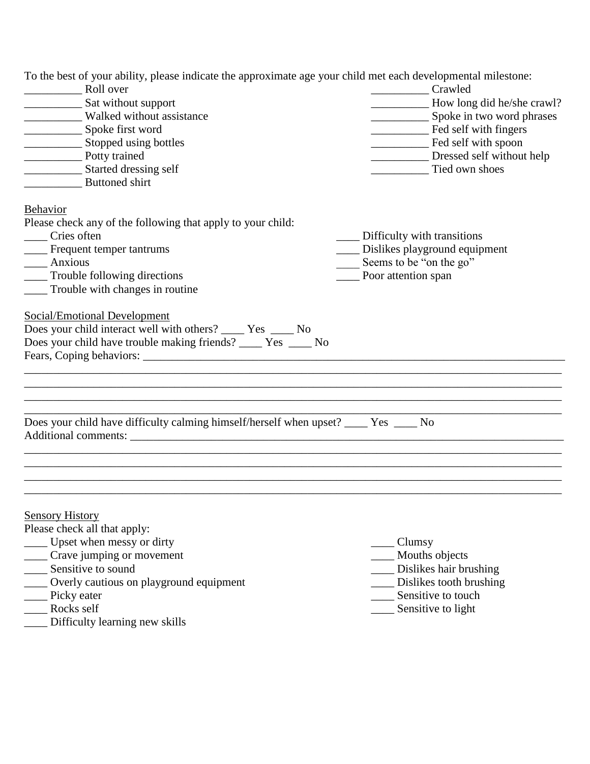To the best of your ability, please indicate the approximate age your child met each developmental milestone:

__________ Roll over
__________ Sat without support
__________ Walked without assistance
__________ Spoke first word
__________ Stopped using bottles
__________ Potty trained
__________ Started dressing self
__________ Buttoned shirt
__________ Crawled
__________ How long did he/she crawl?
__________ Spoke in two word phrases
__________ Fed self with fingers
__________ Fed self with spoon
__________ Dressed self without help
__________ Tied own shoes

Behavior

Please check any of the following that apply to your child:

____ Cries often
____ Frequent temper tantrums
____ Anxious
____ Trouble following directions
____ Trouble with changes in routine
____ Difficulty with transitions
____ Dislikes playground equipment
____ Seems to be "on the go"
____ Poor attention span

Social/Emotional Development

Does your child interact well with others? ____ Yes ____ No

Does your child have trouble making friends? ____ Yes ____ No

Fears, Coping behaviors: ______________________________________________________________________________
________________________________________________________________________________________________
________________________________________________________________________________________________
________________________________________________________________________________________________
________________________________________________________________________________________________

Does your child have difficulty calming himself/herself when upset? ____ Yes ____ No

Additional comments: _________________________________________________________________________________
________________________________________________________________________________________________
________________________________________________________________________________________________
________________________________________________________________________________________________
________________________________________________________________________________________________

Sensory History

Please check all that apply:

____ Upset when messy or dirty
____ Crave jumping or movement
____ Sensitive to sound
____ Overly cautious on playground equipment
____ Picky eater
____ Rocks self
____ Difficulty learning new skills
____ Clumsy
____ Mouths objects
____ Dislikes hair brushing
____ Dislikes tooth brushing
____ Sensitive to touch
____ Sensitive to light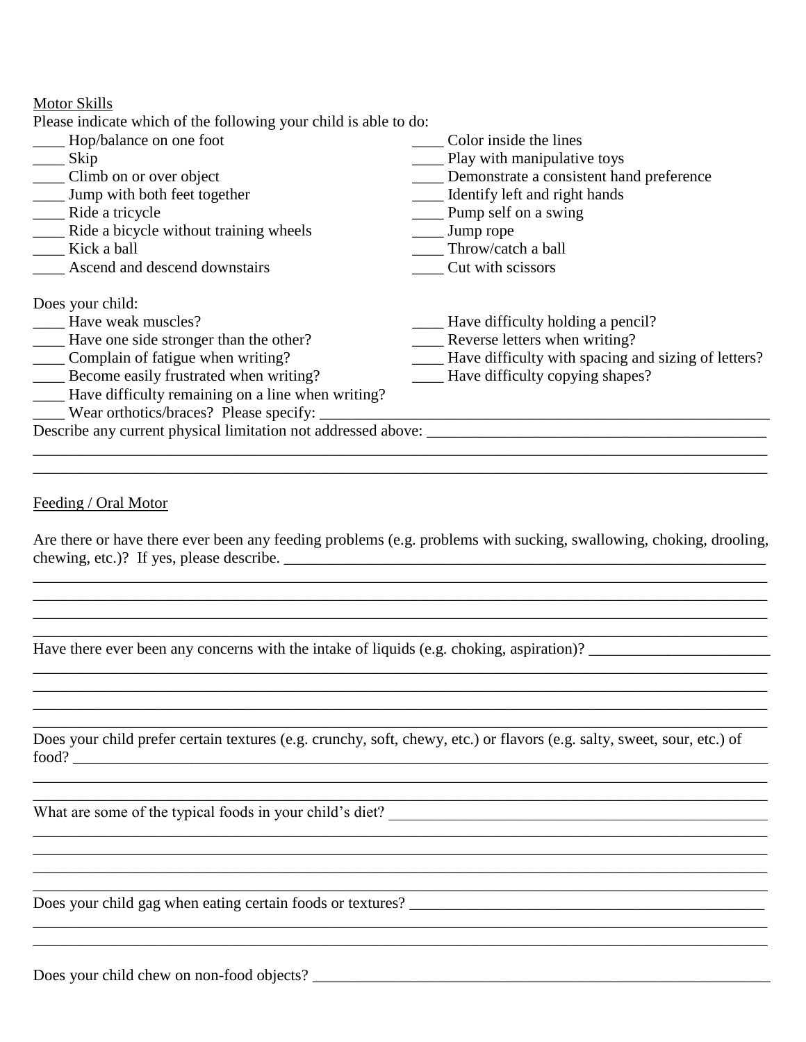Motor Skills

Please indicate which of the following your child is able to do:

____ Hop/balance on one foot
____ Skip
____ Climb on or over object
____ Jump with both feet together
____ Ride a tricycle
____ Ride a bicycle without training wheels
____ Kick a ball
____ Ascend and descend downstairs
____ Color inside the lines
____ Play with manipulative toys
____ Demonstrate a consistent hand preference
____ Identify left and right hands
____ Pump self on a swing
____ Jump rope
____ Throw/catch a ball
____ Cut with scissors

Does your child:

____ Have weak muscles?
____ Have one side stronger than the other?
____ Complain of fatigue when writing?
____ Become easily frustrated when writing?
____ Have difficulty remaining on a line when writing?
____ Have difficulty holding a pencil?
____ Reverse letters when writing?
____ Have difficulty with spacing and sizing of letters?
____ Have difficulty copying shapes?
____ Wear orthotics/braces? Please specify: ____________________________________________

Describe any current physical limitation not addressed above: ____________________________________________
____________________________________________________________________________________________
____________________________________________________________________________________________

Feeding / Oral Motor

Are there or have there ever been any feeding problems (e.g. problems with sucking, swallowing, choking, drooling, chewing, etc.)? If yes, please describe. ____________________________________________
____________________________________________________________________________________________
____________________________________________________________________________________________
____________________________________________________________________________________________
____________________________________________________________________________________________

Have there ever been any concerns with the intake of liquids (e.g. choking, aspiration)? ______________________
____________________________________________________________________________________________
____________________________________________________________________________________________
____________________________________________________________________________________________
____________________________________________________________________________________________

Does your child prefer certain textures (e.g. crunchy, soft, chewy, etc.) or flavors (e.g. salty, sweet, sour, etc.) of food? ____________________________________________________________________________________
____________________________________________________________________________________________
____________________________________________________________________________________________

What are some of the typical foods in your child's diet? ____________________________________________
____________________________________________________________________________________________
____________________________________________________________________________________________
____________________________________________________________________________________________
____________________________________________________________________________________________

Does your child gag when eating certain foods or textures? ____________________________________________
____________________________________________________________________________________________
____________________________________________________________________________________________

Does your child chew on non-food objects? ____________________________________________________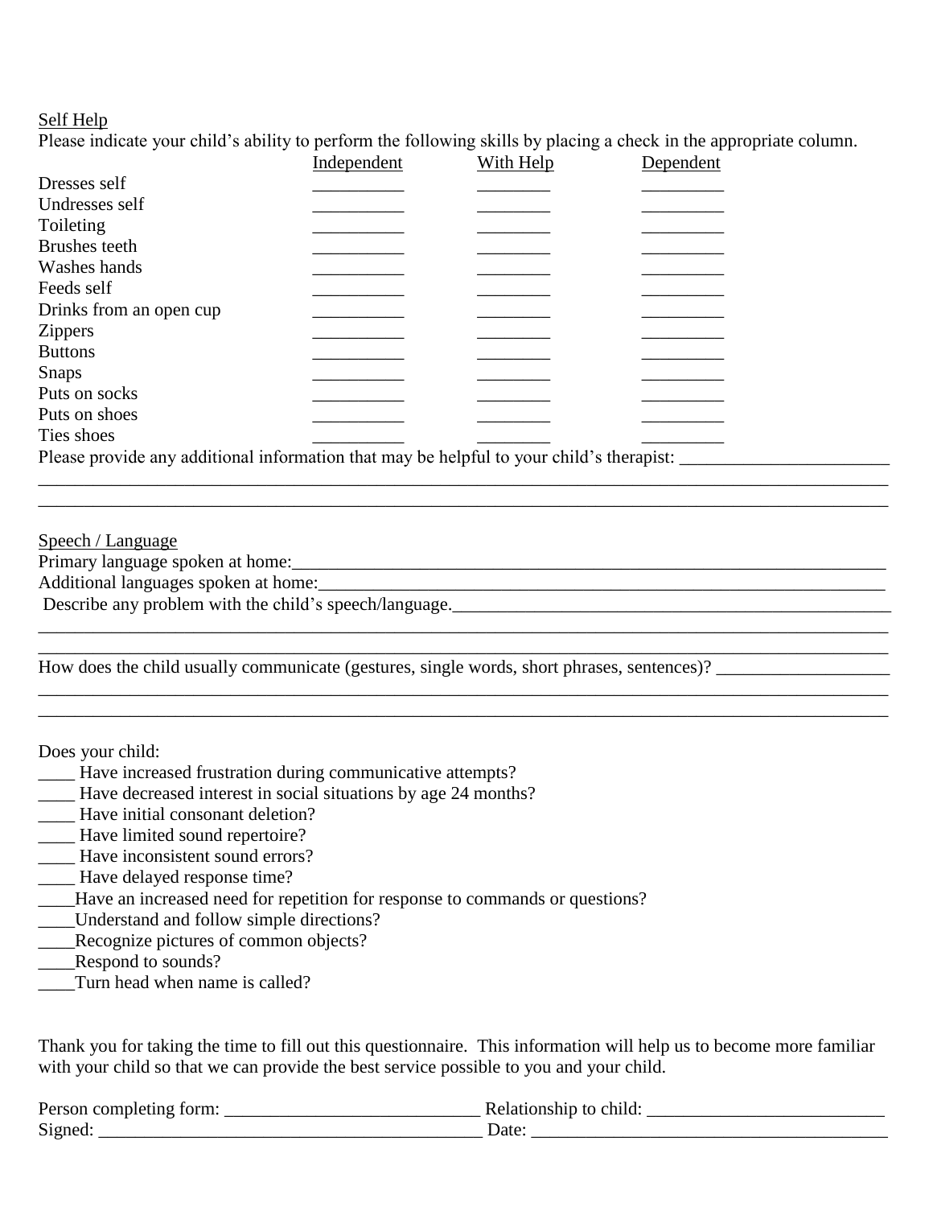Self Help

Please indicate your child's ability to perform the following skills by placing a check in the appropriate column.

| | Independent | With Help | Dependent |
|---|---|---|---|
| Dresses self | __________ | ________ | _________ |
| Undresses self | __________ | ________ | _________ |
| Toileting | __________ | ________ | _________ |
| Brushes teeth | __________ | ________ | _________ |
| Washes hands | __________ | ________ | _________ |
| Feeds self | __________ | ________ | _________ |
| Drinks from an open cup | __________ | ________ | _________ |
| Zippers | __________ | ________ | _________ |
| Buttons | __________ | ________ | _________ |
| Snaps | __________ | ________ | _________ |
| Puts on socks | __________ | ________ | _________ |
| Puts on shoes | __________ | ________ | _________ |
| Ties shoes | __________ | ________ | _________ |

Please provide any additional information that may be helpful to your child's therapist: _______________________
_____________________________________________________________________________________________
_____________________________________________________________________________________________

Speech / Language

Primary language spoken at home:_____________________________________________________________________

Additional languages spoken at home:__________________________________________________________________

Describe any problem with the child's speech/language.___________________________________________________
_____________________________________________________________________________________________
_____________________________________________________________________________________________

How does the child usually communicate (gestures, single words, short phrases, sentences)? ___________________
_____________________________________________________________________________________________
_____________________________________________________________________________________________

Does your child:

____ Have increased frustration during communicative attempts?
____ Have decreased interest in social situations by age 24 months?
____ Have initial consonant deletion?
____ Have limited sound repertoire?
____ Have inconsistent sound errors?
____ Have delayed response time?
____Have an increased need for repetition for response to commands or questions?
____Understand and follow simple directions?
____Recognize pictures of common objects?
____Respond to sounds?
____Turn head when name is called?

Thank you for taking the time to fill out this questionnaire. This information will help us to become more familiar with your child so that we can provide the best service possible to you and your child.

Person completing form: ____________________________ Relationship to child: __________________________

Signed: __________________________________________ Date: _______________________________________